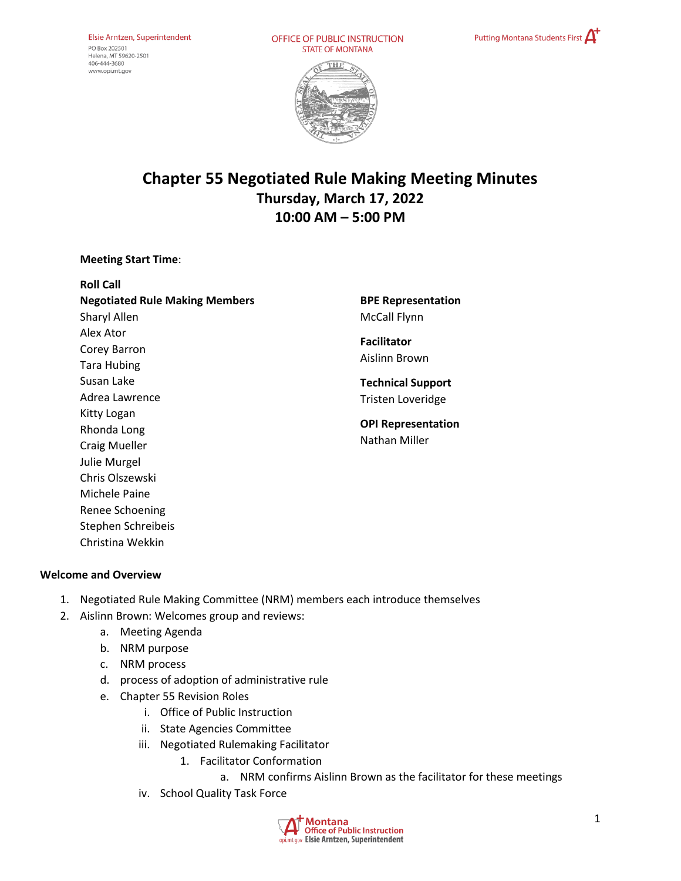Elsie Arntzen, Superintendent
PO Box 202501
Helena, MT 59620-2501
406-444-3680
www.opi.mt.gov

OFFICE OF PUBLIC INSTRUCTION
STATE OF MONTANA

Putting Montana Students First A+

# Chapter 55 Negotiated Rule Making Meeting Minutes

## Thursday, March 17, 2022
## 10:00 AM – 5:00 PM

**Meeting Start Time**:

**Roll Call**

**Negotiated Rule Making Members**
Sharyl Allen
Alex Ator
Corey Barron
Tara Hubing
Susan Lake
Adrea Lawrence
Kitty Logan
Rhonda Long
Craig Mueller
Julie Murgel
Chris Olszewski
Michele Paine
Renee Schoening
Stephen Schreibeis
Christina Wekkin

**BPE Representation**
McCall Flynn

**Facilitator**
Aislinn Brown

**Technical Support**
Tristen Loveridge

**OPI Representation**
Nathan Miller

### Welcome and Overview

1. Negotiated Rule Making Committee (NRM) members each introduce themselves
2. Aislinn Brown: Welcomes group and reviews:
    a. Meeting Agenda
    b. NRM purpose
    c. NRM process
    d. process of adoption of administrative rule
    e. Chapter 55 Revision Roles
        i. Office of Public Instruction
        ii. State Agencies Committee
        iii. Negotiated Rulemaking Facilitator
            1. Facilitator Conformation
                a. NRM confirms Aislinn Brown as the facilitator for these meetings
        iv. School Quality Task Force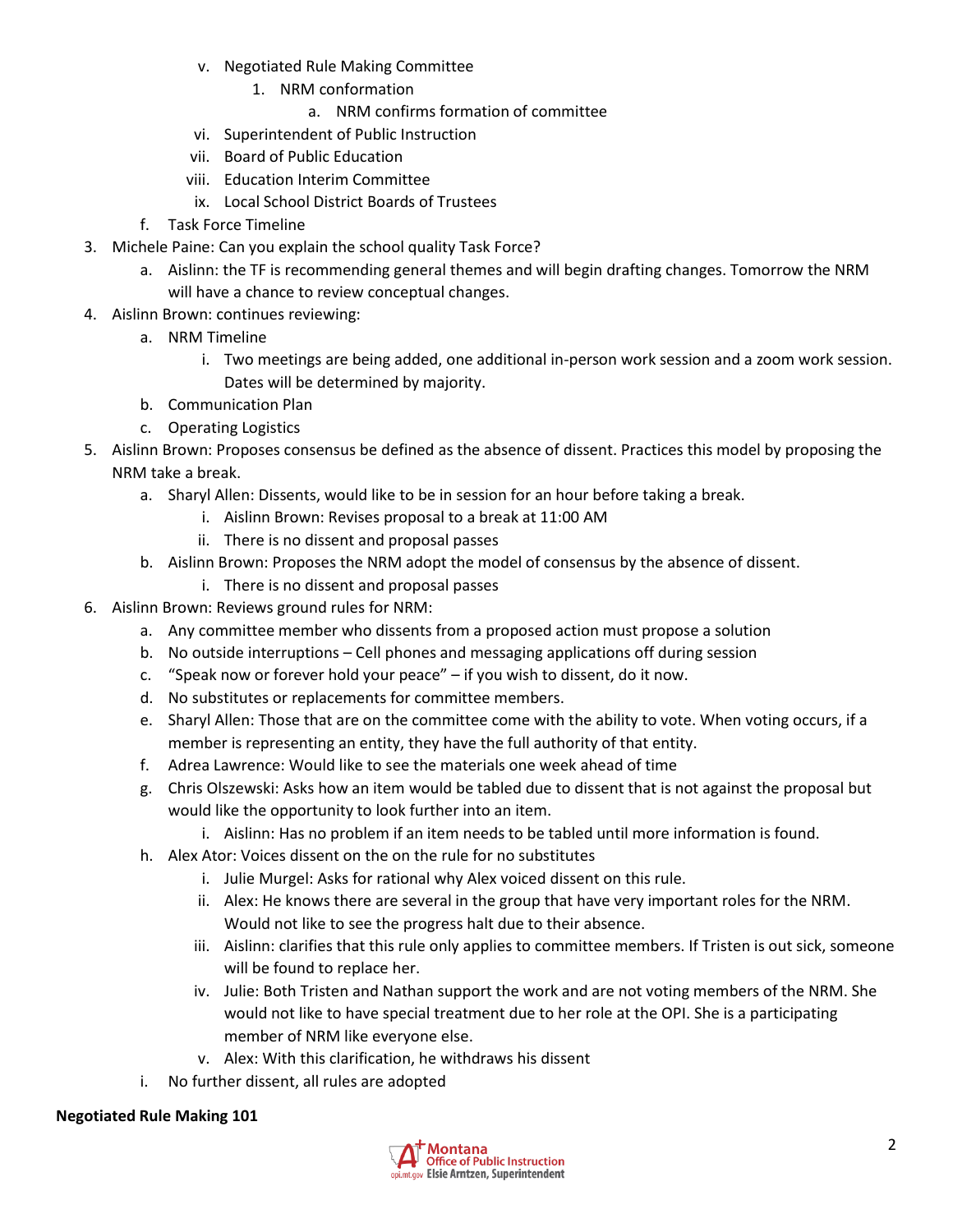v. Negotiated Rule Making Committee
   1. NRM conformation
      a. NRM confirms formation of committee

vi. Superintendent of Public Instruction

vii. Board of Public Education

viii. Education Interim Committee

ix. Local School District Boards of Trustees

f. Task Force Timeline

3. Michele Paine: Can you explain the school quality Task Force?
   a. Aislinn: the TF is recommending general themes and will begin drafting changes. Tomorrow the NRM will have a chance to review conceptual changes.
4. Aislinn Brown: continues reviewing:
   a. NRM Timeline
      i. Two meetings are being added, one additional in-person work session and a zoom work session. Dates will be determined by majority.
   b. Communication Plan
   c. Operating Logistics
5. Aislinn Brown: Proposes consensus be defined as the absence of dissent. Practices this model by proposing the NRM take a break.
   a. Sharyl Allen: Dissents, would like to be in session for an hour before taking a break.
      i. Aislinn Brown: Revises proposal to a break at 11:00 AM
      ii. There is no dissent and proposal passes
   b. Aislinn Brown: Proposes the NRM adopt the model of consensus by the absence of dissent.
      i. There is no dissent and proposal passes
6. Aislinn Brown: Reviews ground rules for NRM:
   a. Any committee member who dissents from a proposed action must propose a solution
   b. No outside interruptions – Cell phones and messaging applications off during session
   c. "Speak now or forever hold your peace" – if you wish to dissent, do it now.
   d. No substitutes or replacements for committee members.
   e. Sharyl Allen: Those that are on the committee come with the ability to vote. When voting occurs, if a member is representing an entity, they have the full authority of that entity.
   f. Adrea Lawrence: Would like to see the materials one week ahead of time
   g. Chris Olszewski: Asks how an item would be tabled due to dissent that is not against the proposal but would like the opportunity to look further into an item.
      i. Aislinn: Has no problem if an item needs to be tabled until more information is found.
   h. Alex Ator: Voices dissent on the on the rule for no substitutes
      i. Julie Murgel: Asks for rational why Alex voiced dissent on this rule.
      ii. Alex: He knows there are several in the group that have very important roles for the NRM. Would not like to see the progress halt due to their absence.
      iii. Aislinn: clarifies that this rule only applies to committee members. If Tristen is out sick, someone will be found to replace her.
      iv. Julie: Both Tristen and Nathan support the work and are not voting members of the NRM. She would not like to have special treatment due to her role at the OPI. She is a participating member of NRM like everyone else.
      v. Alex: With this clarification, he withdraws his dissent
   i. No further dissent, all rules are adopted

**Negotiated Rule Making 101**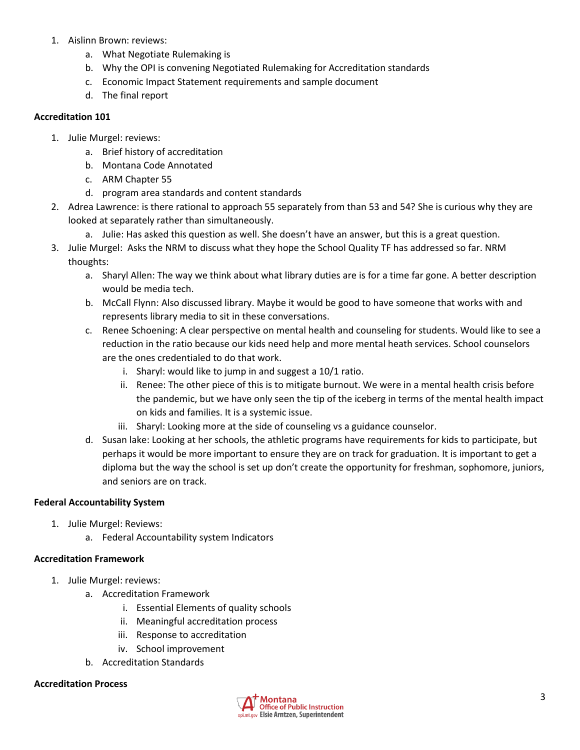1. Aislinn Brown: reviews:
    a. What Negotiate Rulemaking is
    b. Why the OPI is convening Negotiated Rulemaking for Accreditation standards
    c. Economic Impact Statement requirements and sample document
    d. The final report

**Accreditation 101**

1. Julie Murgel: reviews:
    a. Brief history of accreditation
    b. Montana Code Annotated
    c. ARM Chapter 55
    d. program area standards and content standards
2. Adrea Lawrence: is there rational to approach 55 separately from than 53 and 54? She is curious why they are looked at separately rather than simultaneously.
    a. Julie: Has asked this question as well. She doesn't have an answer, but this is a great question.
3. Julie Murgel: Asks the NRM to discuss what they hope the School Quality TF has addressed so far. NRM thoughts:
    a. Sharyl Allen: The way we think about what library duties are is for a time far gone. A better description would be media tech.
    b. McCall Flynn: Also discussed library. Maybe it would be good to have someone that works with and represents library media to sit in these conversations.
    c. Renee Schoening: A clear perspective on mental health and counseling for students. Would like to see a reduction in the ratio because our kids need help and more mental heath services. School counselors are the ones credentialed to do that work.
        i. Sharyl: would like to jump in and suggest a 10/1 ratio.
        ii. Renee: The other piece of this is to mitigate burnout. We were in a mental health crisis before the pandemic, but we have only seen the tip of the iceberg in terms of the mental health impact on kids and families. It is a systemic issue.
        iii. Sharyl: Looking more at the side of counseling vs a guidance counselor.
    d. Susan lake: Looking at her schools, the athletic programs have requirements for kids to participate, but perhaps it would be more important to ensure they are on track for graduation. It is important to get a diploma but the way the school is set up don't create the opportunity for freshman, sophomore, juniors, and seniors are on track.

**Federal Accountability System**

1. Julie Murgel: Reviews:
    a. Federal Accountability system Indicators

**Accreditation Framework**

1. Julie Murgel: reviews:
    a. Accreditation Framework
        i. Essential Elements of quality schools
        ii. Meaningful accreditation process
        iii. Response to accreditation
        iv. School improvement
    b. Accreditation Standards

**Accreditation Process**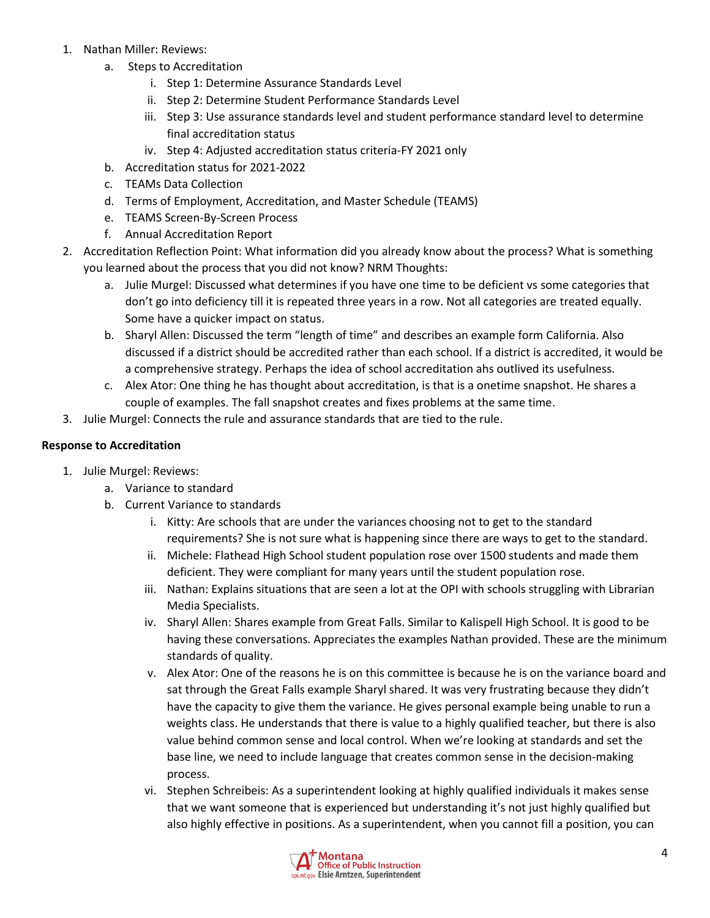1. Nathan Miller: Reviews:
    a. Steps to Accreditation
        i. Step 1: Determine Assurance Standards Level
        ii. Step 2: Determine Student Performance Standards Level
        iii. Step 3: Use assurance standards level and student performance standard level to determine final accreditation status
        iv. Step 4: Adjusted accreditation status criteria-FY 2021 only
    b. Accreditation status for 2021-2022
    c. TEAMs Data Collection
    d. Terms of Employment, Accreditation, and Master Schedule (TEAMS)
    e. TEAMS Screen-By-Screen Process
    f. Annual Accreditation Report
2. Accreditation Reflection Point: What information did you already know about the process? What is something you learned about the process that you did not know? NRM Thoughts:
    a. Julie Murgel: Discussed what determines if you have one time to be deficient vs some categories that don't go into deficiency till it is repeated three years in a row. Not all categories are treated equally. Some have a quicker impact on status.
    b. Sharyl Allen: Discussed the term "length of time" and describes an example form California. Also discussed if a district should be accredited rather than each school. If a district is accredited, it would be a comprehensive strategy. Perhaps the idea of school accreditation ahs outlived its usefulness.
    c. Alex Ator: One thing he has thought about accreditation, is that is a onetime snapshot. He shares a couple of examples. The fall snapshot creates and fixes problems at the same time.
3. Julie Murgel: Connects the rule and assurance standards that are tied to the rule.

**Response to Accreditation**

1. Julie Murgel: Reviews:
    a. Variance to standard
    b. Current Variance to standards
        i. Kitty: Are schools that are under the variances choosing not to get to the standard requirements? She is not sure what is happening since there are ways to get to the standard.
        ii. Michele: Flathead High School student population rose over 1500 students and made them deficient. They were compliant for many years until the student population rose.
        iii. Nathan: Explains situations that are seen a lot at the OPI with schools struggling with Librarian Media Specialists.
        iv. Sharyl Allen: Shares example from Great Falls. Similar to Kalispell High School. It is good to be having these conversations. Appreciates the examples Nathan provided. These are the minimum standards of quality.
        v. Alex Ator: One of the reasons he is on this committee is because he is on the variance board and sat through the Great Falls example Sharyl shared. It was very frustrating because they didn't have the capacity to give them the variance. He gives personal example being unable to run a weights class. He understands that there is value to a highly qualified teacher, but there is also value behind common sense and local control. When we're looking at standards and set the base line, we need to include language that creates common sense in the decision-making process.
        vi. Stephen Schreibeis: As a superintendent looking at highly qualified individuals it makes sense that we want someone that is experienced but understanding it's not just highly qualified but also highly effective in positions. As a superintendent, when you cannot fill a position, you can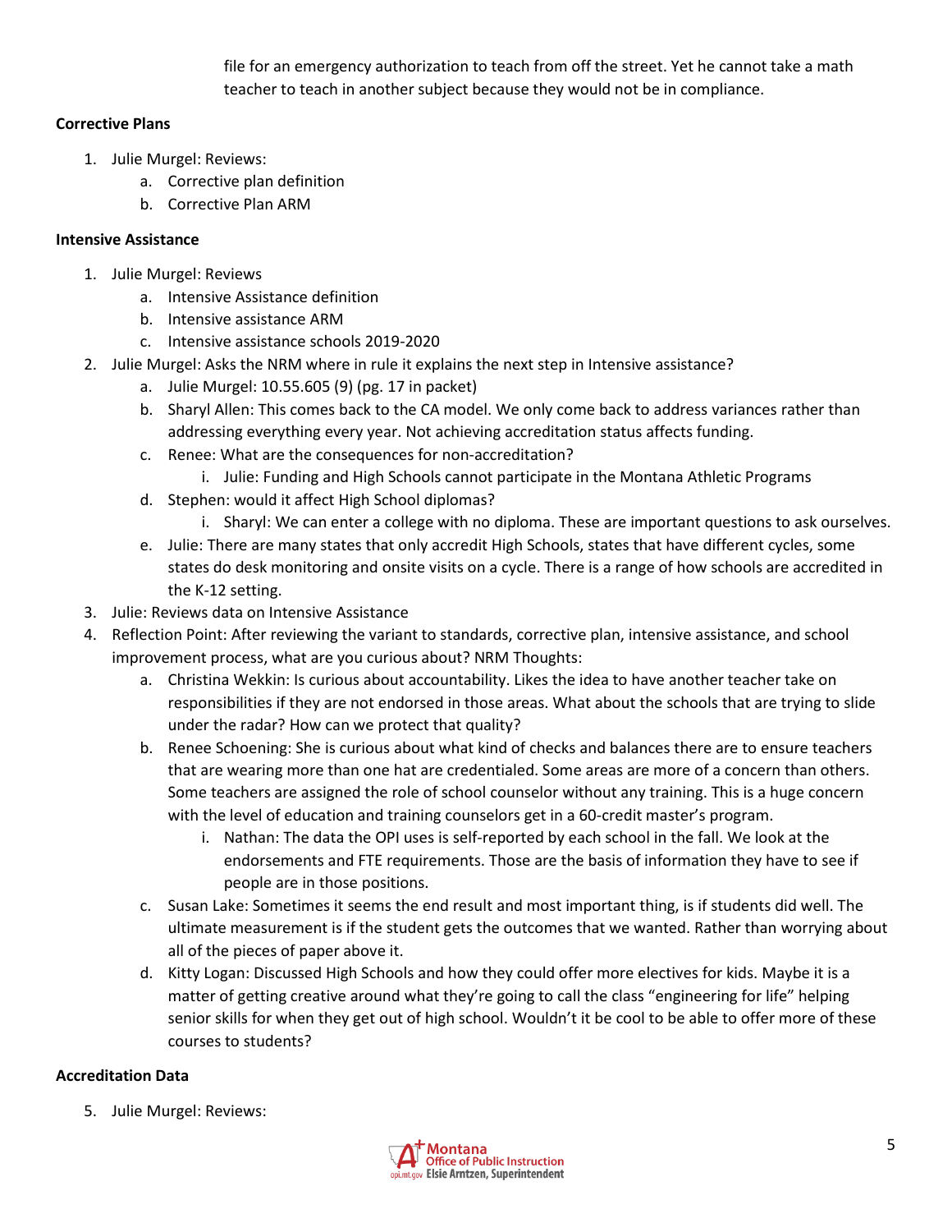file for an emergency authorization to teach from off the street. Yet he cannot take a math teacher to teach in another subject because they would not be in compliance.

**Corrective Plans**

1. Julie Murgel: Reviews:
    a. Corrective plan definition
    b. Corrective Plan ARM

**Intensive Assistance**

1. Julie Murgel: Reviews
    a. Intensive Assistance definition
    b. Intensive assistance ARM
    c. Intensive assistance schools 2019-2020
2. Julie Murgel: Asks the NRM where in rule it explains the next step in Intensive assistance?
    a. Julie Murgel: 10.55.605 (9) (pg. 17 in packet)
    b. Sharyl Allen: This comes back to the CA model. We only come back to address variances rather than addressing everything every year. Not achieving accreditation status affects funding.
    c. Renee: What are the consequences for non-accreditation?
        i. Julie: Funding and High Schools cannot participate in the Montana Athletic Programs
    d. Stephen: would it affect High School diplomas?
        i. Sharyl: We can enter a college with no diploma. These are important questions to ask ourselves.
    e. Julie: There are many states that only accredit High Schools, states that have different cycles, some states do desk monitoring and onsite visits on a cycle. There is a range of how schools are accredited in the K-12 setting.
3. Julie: Reviews data on Intensive Assistance
4. Reflection Point: After reviewing the variant to standards, corrective plan, intensive assistance, and school improvement process, what are you curious about? NRM Thoughts:
    a. Christina Wekkin: Is curious about accountability. Likes the idea to have another teacher take on responsibilities if they are not endorsed in those areas. What about the schools that are trying to slide under the radar? How can we protect that quality?
    b. Renee Schoening: She is curious about what kind of checks and balances there are to ensure teachers that are wearing more than one hat are credentialed. Some areas are more of a concern than others. Some teachers are assigned the role of school counselor without any training. This is a huge concern with the level of education and training counselors get in a 60-credit master's program.
        i. Nathan: The data the OPI uses is self-reported by each school in the fall. We look at the endorsements and FTE requirements. Those are the basis of information they have to see if people are in those positions.
    c. Susan Lake: Sometimes it seems the end result and most important thing, is if students did well. The ultimate measurement is if the student gets the outcomes that we wanted. Rather than worrying about all of the pieces of paper above it.
    d. Kitty Logan: Discussed High Schools and how they could offer more electives for kids. Maybe it is a matter of getting creative around what they're going to call the class "engineering for life" helping senior skills for when they get out of high school. Wouldn't it be cool to be able to offer more of these courses to students?

**Accreditation Data**

5. Julie Murgel: Reviews: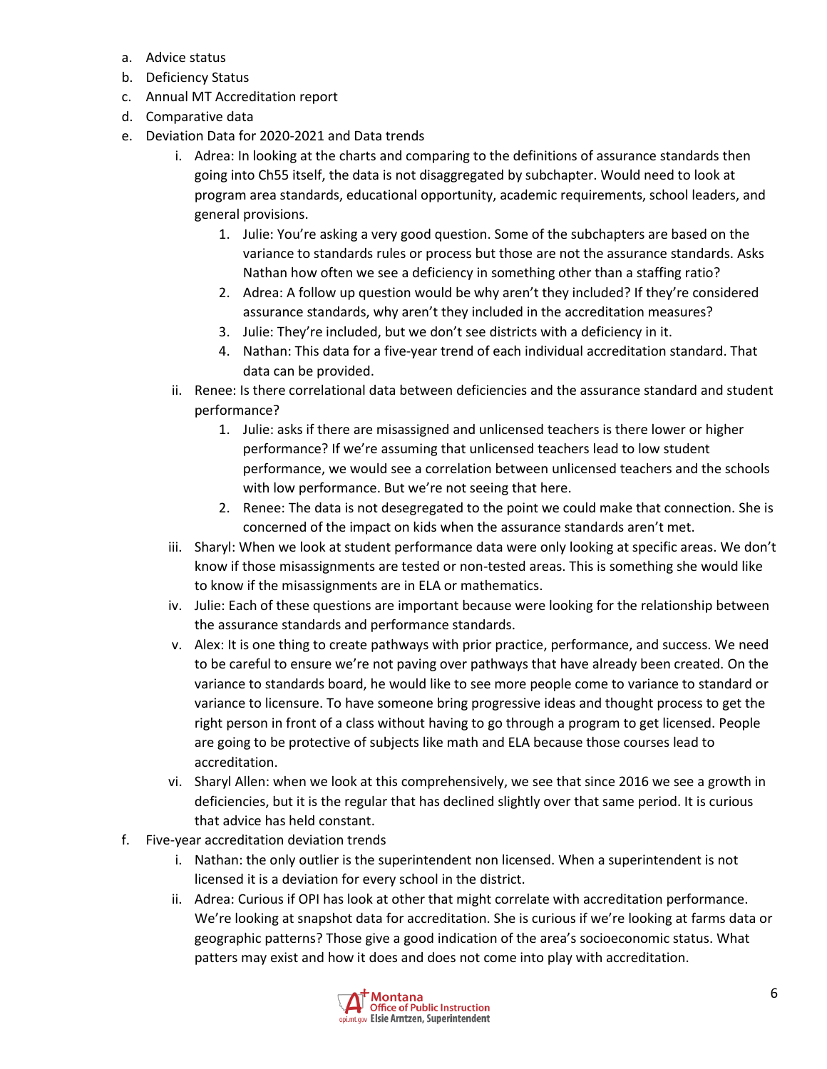a. Advice status
b. Deficiency Status
c. Annual MT Accreditation report
d. Comparative data
e. Deviation Data for 2020-2021 and Data trends
    i. Adrea: In looking at the charts and comparing to the definitions of assurance standards then going into Ch55 itself, the data is not disaggregated by subchapter. Would need to look at program area standards, educational opportunity, academic requirements, school leaders, and general provisions.
        1. Julie: You're asking a very good question. Some of the subchapters are based on the variance to standards rules or process but those are not the assurance standards. Asks Nathan how often we see a deficiency in something other than a staffing ratio?
        2. Adrea: A follow up question would be why aren't they included? If they're considered assurance standards, why aren't they included in the accreditation measures?
        3. Julie: They're included, but we don't see districts with a deficiency in it.
        4. Nathan: This data for a five-year trend of each individual accreditation standard. That data can be provided.
    ii. Renee: Is there correlational data between deficiencies and the assurance standard and student performance?
        1. Julie: asks if there are misassigned and unlicensed teachers is there lower or higher performance? If we're assuming that unlicensed teachers lead to low student performance, we would see a correlation between unlicensed teachers and the schools with low performance. But we're not seeing that here.
        2. Renee: The data is not desegregated to the point we could make that connection. She is concerned of the impact on kids when the assurance standards aren't met.
    iii. Sharyl: When we look at student performance data were only looking at specific areas. We don't know if those misassignments are tested or non-tested areas. This is something she would like to know if the misassignments are in ELA or mathematics.
    iv. Julie: Each of these questions are important because were looking for the relationship between the assurance standards and performance standards.
    v. Alex: It is one thing to create pathways with prior practice, performance, and success. We need to be careful to ensure we're not paving over pathways that have already been created. On the variance to standards board, he would like to see more people come to variance to standard or variance to licensure. To have someone bring progressive ideas and thought process to get the right person in front of a class without having to go through a program to get licensed. People are going to be protective of subjects like math and ELA because those courses lead to accreditation.
    vi. Sharyl Allen: when we look at this comprehensively, we see that since 2016 we see a growth in deficiencies, but it is the regular that has declined slightly over that same period. It is curious that advice has held constant.
f. Five-year accreditation deviation trends
    i. Nathan: the only outlier is the superintendent non licensed. When a superintendent is not licensed it is a deviation for every school in the district.
    ii. Adrea: Curious if OPI has look at other that might correlate with accreditation performance. We're looking at snapshot data for accreditation. She is curious if we're looking at farms data or geographic patterns? Those give a good indication of the area's socioeconomic status. What patters may exist and how it does and does not come into play with accreditation.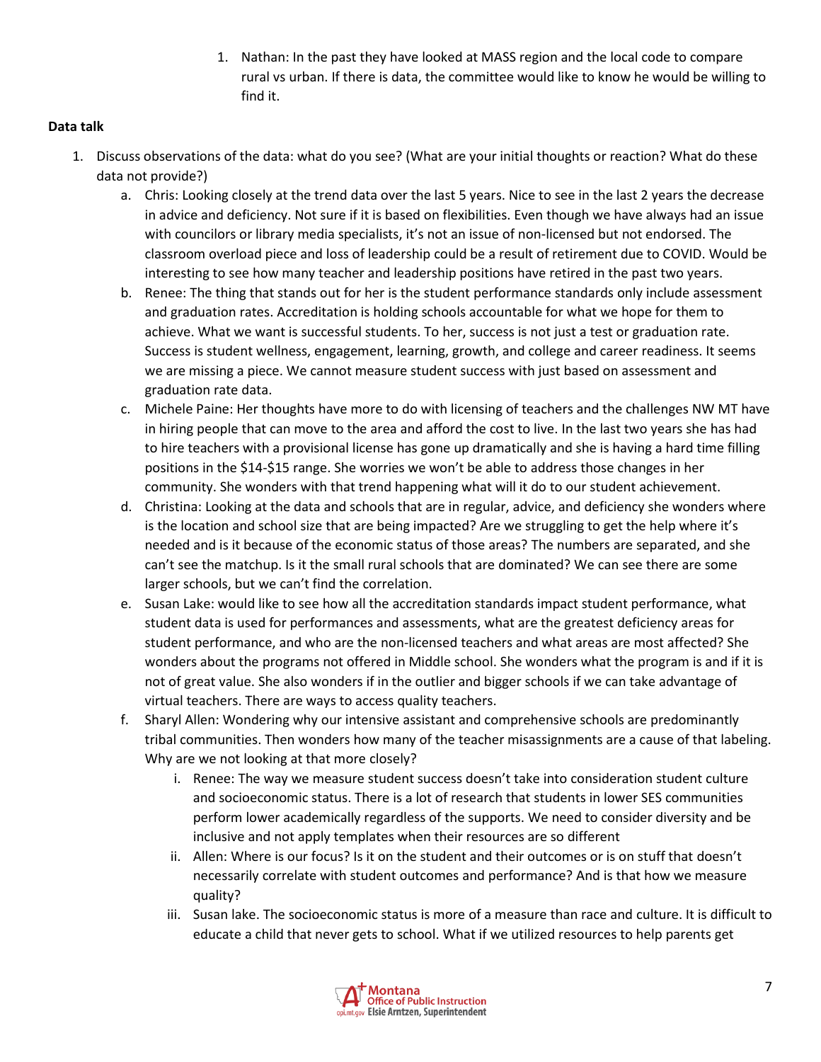1. Nathan: In the past they have looked at MASS region and the local code to compare rural vs urban. If there is data, the committee would like to know he would be willing to find it.

**Data talk**

1. Discuss observations of the data: what do you see? (What are your initial thoughts or reaction? What do these data not provide?)
   a. Chris: Looking closely at the trend data over the last 5 years. Nice to see in the last 2 years the decrease in advice and deficiency. Not sure if it is based on flexibilities. Even though we have always had an issue with councilors or library media specialists, it's not an issue of non-licensed but not endorsed. The classroom overload piece and loss of leadership could be a result of retirement due to COVID. Would be interesting to see how many teacher and leadership positions have retired in the past two years.
   b. Renee: The thing that stands out for her is the student performance standards only include assessment and graduation rates. Accreditation is holding schools accountable for what we hope for them to achieve. What we want is successful students. To her, success is not just a test or graduation rate. Success is student wellness, engagement, learning, growth, and college and career readiness. It seems we are missing a piece. We cannot measure student success with just based on assessment and graduation rate data.
   c. Michele Paine: Her thoughts have more to do with licensing of teachers and the challenges NW MT have in hiring people that can move to the area and afford the cost to live. In the last two years she has had to hire teachers with a provisional license has gone up dramatically and she is having a hard time filling positions in the $14-$15 range. She worries we won't be able to address those changes in her community. She wonders with that trend happening what will it do to our student achievement.
   d. Christina: Looking at the data and schools that are in regular, advice, and deficiency she wonders where is the location and school size that are being impacted? Are we struggling to get the help where it's needed and is it because of the economic status of those areas? The numbers are separated, and she can't see the matchup. Is it the small rural schools that are dominated? We can see there are some larger schools, but we can't find the correlation.
   e. Susan Lake: would like to see how all the accreditation standards impact student performance, what student data is used for performances and assessments, what are the greatest deficiency areas for student performance, and who are the non-licensed teachers and what areas are most affected? She wonders about the programs not offered in Middle school. She wonders what the program is and if it is not of great value. She also wonders if in the outlier and bigger schools if we can take advantage of virtual teachers. There are ways to access quality teachers.
   f. Sharyl Allen: Wondering why our intensive assistant and comprehensive schools are predominantly tribal communities. Then wonders how many of the teacher misassignments are a cause of that labeling. Why are we not looking at that more closely?
      i. Renee: The way we measure student success doesn't take into consideration student culture and socioeconomic status. There is a lot of research that students in lower SES communities perform lower academically regardless of the supports. We need to consider diversity and be inclusive and not apply templates when their resources are so different
      ii. Allen: Where is our focus? Is it on the student and their outcomes or is on stuff that doesn't necessarily correlate with student outcomes and performance? And is that how we measure quality?
      iii. Susan lake. The socioeconomic status is more of a measure than race and culture. It is difficult to educate a child that never gets to school. What if we utilized resources to help parents get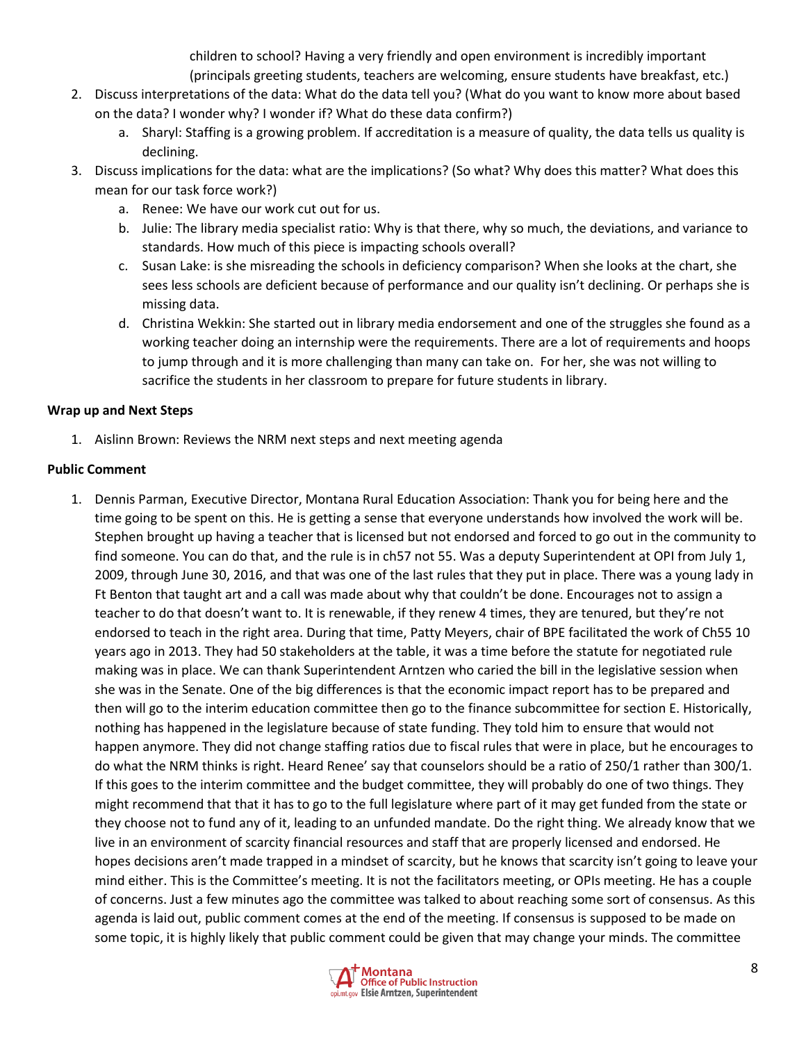children to school? Having a very friendly and open environment is incredibly important (principals greeting students, teachers are welcoming, ensure students have breakfast, etc.)

2. Discuss interpretations of the data: What do the data tell you? (What do you want to know more about based on the data? I wonder why? I wonder if? What do these data confirm?)
    a. Sharyl: Staffing is a growing problem. If accreditation is a measure of quality, the data tells us quality is declining.
3. Discuss implications for the data: what are the implications? (So what? Why does this matter? What does this mean for our task force work?)
    a. Renee: We have our work cut out for us.
    b. Julie: The library media specialist ratio: Why is that there, why so much, the deviations, and variance to standards. How much of this piece is impacting schools overall?
    c. Susan Lake: is she misreading the schools in deficiency comparison? When she looks at the chart, she sees less schools are deficient because of performance and our quality isn't declining. Or perhaps she is missing data.
    d. Christina Wekkin: She started out in library media endorsement and one of the struggles she found as a working teacher doing an internship were the requirements. There are a lot of requirements and hoops to jump through and it is more challenging than many can take on. For her, she was not willing to sacrifice the students in her classroom to prepare for future students in library.

**Wrap up and Next Steps**

1. Aislinn Brown: Reviews the NRM next steps and next meeting agenda

**Public Comment**

1. Dennis Parman, Executive Director, Montana Rural Education Association: Thank you for being here and the time going to be spent on this. He is getting a sense that everyone understands how involved the work will be. Stephen brought up having a teacher that is licensed but not endorsed and forced to go out in the community to find someone. You can do that, and the rule is in ch57 not 55. Was a deputy Superintendent at OPI from July 1, 2009, through June 30, 2016, and that was one of the last rules that they put in place. There was a young lady in Ft Benton that taught art and a call was made about why that couldn't be done. Encourages not to assign a teacher to do that doesn't want to. It is renewable, if they renew 4 times, they are tenured, but they're not endorsed to teach in the right area. During that time, Patty Meyers, chair of BPE facilitated the work of Ch55 10 years ago in 2013. They had 50 stakeholders at the table, it was a time before the statute for negotiated rule making was in place. We can thank Superintendent Arntzen who caried the bill in the legislative session when she was in the Senate. One of the big differences is that the economic impact report has to be prepared and then will go to the interim education committee then go to the finance subcommittee for section E. Historically, nothing has happened in the legislature because of state funding. They told him to ensure that would not happen anymore. They did not change staffing ratios due to fiscal rules that were in place, but he encourages to do what the NRM thinks is right. Heard Renee' say that counselors should be a ratio of 250/1 rather than 300/1. If this goes to the interim committee and the budget committee, they will probably do one of two things. They might recommend that that it has to go to the full legislature where part of it may get funded from the state or they choose not to fund any of it, leading to an unfunded mandate. Do the right thing. We already know that we live in an environment of scarcity financial resources and staff that are properly licensed and endorsed. He hopes decisions aren't made trapped in a mindset of scarcity, but he knows that scarcity isn't going to leave your mind either. This is the Committee's meeting. It is not the facilitators meeting, or OPIs meeting. He has a couple of concerns. Just a few minutes ago the committee was talked to about reaching some sort of consensus. As this agenda is laid out, public comment comes at the end of the meeting. If consensus is supposed to be made on some topic, it is highly likely that public comment could be given that may change your minds. The committee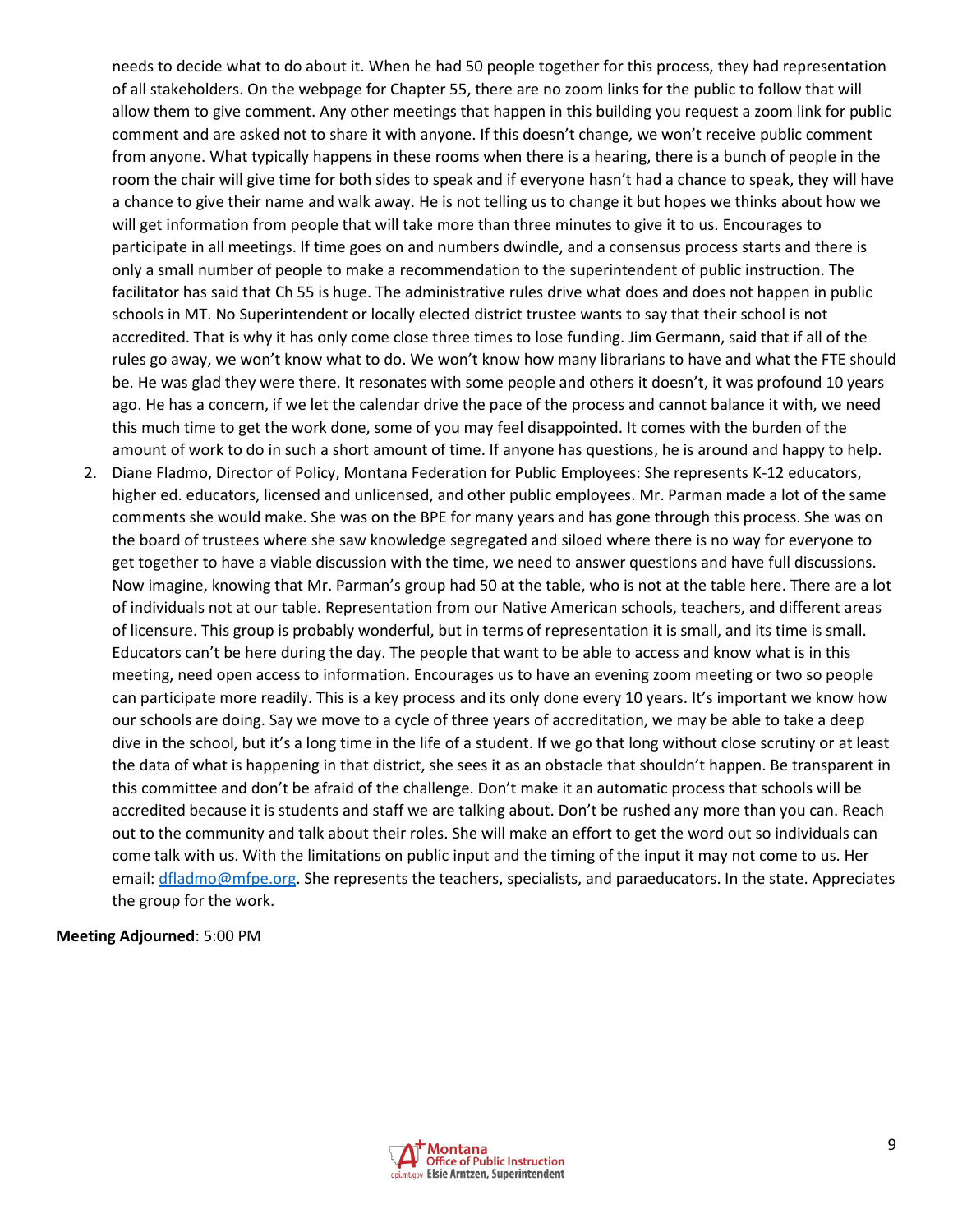needs to decide what to do about it. When he had 50 people together for this process, they had representation of all stakeholders. On the webpage for Chapter 55, there are no zoom links for the public to follow that will allow them to give comment. Any other meetings that happen in this building you request a zoom link for public comment and are asked not to share it with anyone. If this doesn't change, we won't receive public comment from anyone. What typically happens in these rooms when there is a hearing, there is a bunch of people in the room the chair will give time for both sides to speak and if everyone hasn't had a chance to speak, they will have a chance to give their name and walk away. He is not telling us to change it but hopes we thinks about how we will get information from people that will take more than three minutes to give it to us. Encourages to participate in all meetings. If time goes on and numbers dwindle, and a consensus process starts and there is only a small number of people to make a recommendation to the superintendent of public instruction. The facilitator has said that Ch 55 is huge. The administrative rules drive what does and does not happen in public schools in MT. No Superintendent or locally elected district trustee wants to say that their school is not accredited. That is why it has only come close three times to lose funding. Jim Germann, said that if all of the rules go away, we won't know what to do. We won't know how many librarians to have and what the FTE should be. He was glad they were there. It resonates with some people and others it doesn't, it was profound 10 years ago. He has a concern, if we let the calendar drive the pace of the process and cannot balance it with, we need this much time to get the work done, some of you may feel disappointed. It comes with the burden of the amount of work to do in such a short amount of time. If anyone has questions, he is around and happy to help.

2. Diane Fladmo, Director of Policy, Montana Federation for Public Employees: She represents K-12 educators, higher ed. educators, licensed and unlicensed, and other public employees. Mr. Parman made a lot of the same comments she would make. She was on the BPE for many years and has gone through this process. She was on the board of trustees where she saw knowledge segregated and siloed where there is no way for everyone to get together to have a viable discussion with the time, we need to answer questions and have full discussions. Now imagine, knowing that Mr. Parman's group had 50 at the table, who is not at the table here. There are a lot of individuals not at our table. Representation from our Native American schools, teachers, and different areas of licensure. This group is probably wonderful, but in terms of representation it is small, and its time is small. Educators can't be here during the day. The people that want to be able to access and know what is in this meeting, need open access to information. Encourages us to have an evening zoom meeting or two so people can participate more readily. This is a key process and its only done every 10 years. It's important we know how our schools are doing. Say we move to a cycle of three years of accreditation, we may be able to take a deep dive in the school, but it's a long time in the life of a student. If we go that long without close scrutiny or at least the data of what is happening in that district, she sees it as an obstacle that shouldn't happen. Be transparent in this committee and don't be afraid of the challenge. Don't make it an automatic process that schools will be accredited because it is students and staff we are talking about. Don't be rushed any more than you can. Reach out to the community and talk about their roles. She will make an effort to get the word out so individuals can come talk with us. With the limitations on public input and the timing of the input it may not come to us. Her email: dfladmo@mfpe.org. She represents the teachers, specialists, and paraeducators. In the state. Appreciates the group for the work.

**Meeting Adjourned**: 5:00 PM